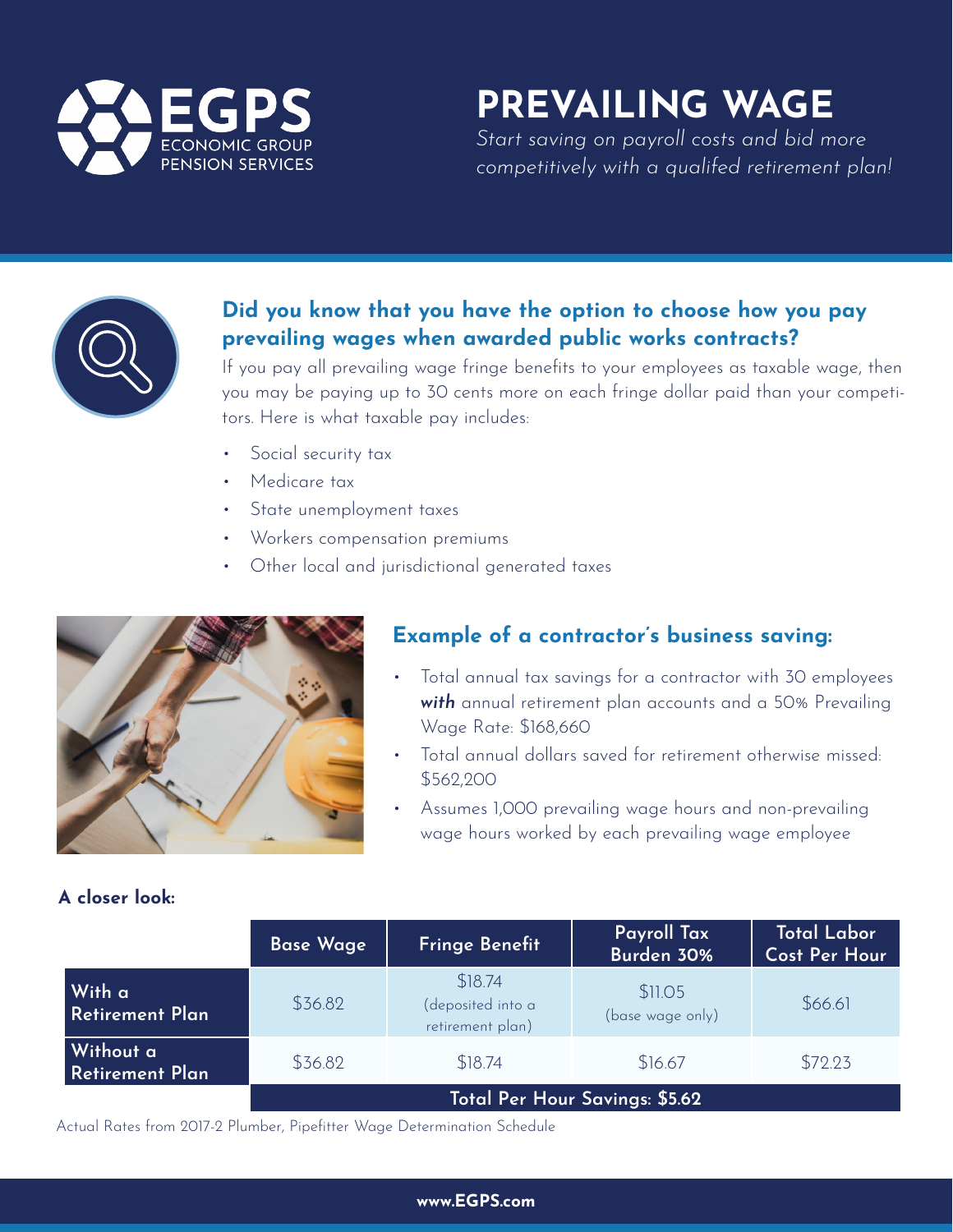# EGPS

ECONOMIC GROUP PENSION SERVICES

# PREVAILING WAGE

*Start saving on payroll costs and bid more competitively with a qualifed retirement plan!*

## Did you know that you have the option to choose how you pay prevailing wages when awarded public works contracts?

If you pay all prevailing wage fringe benefits to your employees as taxable wage, then you may be paying up to 30 cents more on each fringe dollar paid than your competitors. Here is what taxable pay includes:

- Social security tax
- Medicare tax
- State unemployment taxes
- Workers compensation premiums
- Other local and jurisdictional generated taxes

## Example of a contractor's business saving:

- Total annual tax savings for a contractor with 30 employees ***with*** annual retirement plan accounts and a 50% Prevailing Wage Rate: $168,660
- Total annual dollars saved for retirement otherwise missed: $562,200
- Assumes 1,000 prevailing wage hours and non-prevailing wage hours worked by each prevailing wage employee

**A closer look:**

| | Base Wage | Fringe Benefit | Payroll Tax Burden 30% | Total Labor Cost Per Hour |
|---|---|---|---|---|
| **With a Retirement Plan** | $36.82 | $18.74 (deposited into a retirement plan) | $11.05 (base wage only) | $66.61 |
| **Without a Retirement Plan** | $36.82 | $18.74 | $16.67 | $72.23 |
| | **Total Per Hour Savings: $5.62** | | | |

Actual Rates from 2017-2 Plumber, Pipefitter Wage Determination Schedule

www.EGPS.com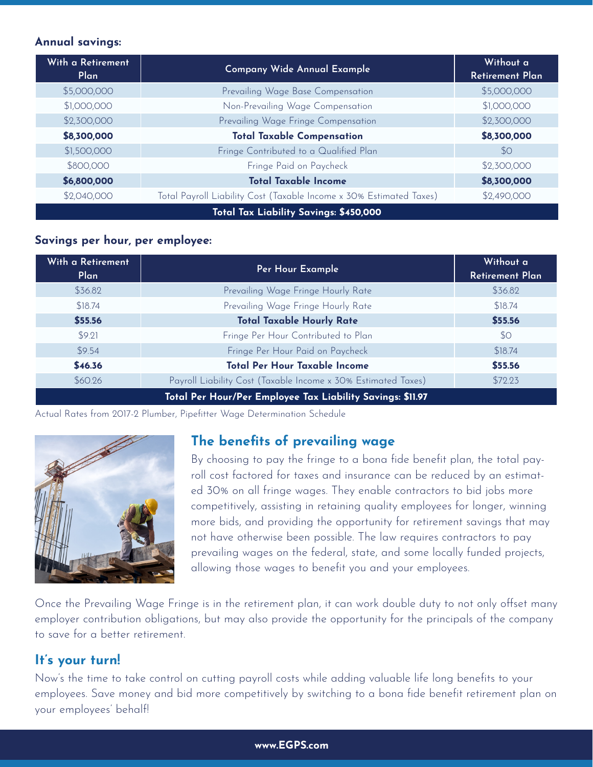**Annual savings:**

| With a Retirement Plan | Company Wide Annual Example | Without a Retirement Plan |
|---|---|---|
| $5,000,000 | Prevailing Wage Base Compensation | $5,000,000 |
| $1,000,000 | Non-Prevailing Wage Compensation | $1,000,000 |
| $2,300,000 | Prevailing Wage Fringe Compensation | $2,300,000 |
| **$8,300,000** | **Total Taxable Compensation** | **$8,300,000** |
| $1,500,000 | Fringe Contributed to a Qualified Plan | $0 |
| $800,000 | Fringe Paid on Paycheck | $2,300,000 |
| **$6,800,000** | **Total Taxable Income** | **$8,300,000** |
| $2,040,000 | Total Payroll Liability Cost (Taxable Income x 30% Estimated Taxes) | $2,490,000 |
| **Total Tax Liability Savings: $450,000** | | |

**Savings per hour, per employee:**

| With a Retirement Plan | Per Hour Example | Without a Retirement Plan |
|---|---|---|
| $36.82 | Prevailing Wage Fringe Hourly Rate | $36.82 |
| $18.74 | Prevailing Wage Fringe Hourly Rate | $18.74 |
| **$55.56** | **Total Taxable Hourly Rate** | **$55.56** |
| $9.21 | Fringe Per Hour Contributed to Plan | $0 |
| $9.54 | Fringe Per Hour Paid on Paycheck | $18.74 |
| **$46.36** | **Total Per Hour Taxable Income** | **$55.56** |
| $60.26 | Payroll Liability Cost (Taxable Income x 30% Estimated Taxes) | $72.23 |
| **Total Per Hour/Per Employee Tax Liability Savings: $11.97** | | |

Actual Rates from 2017-2 Plumber, Pipefitter Wage Determination Schedule

## The benefits of prevailing wage

By choosing to pay the fringe to a bona fide benefit plan, the total payroll cost factored for taxes and insurance can be reduced by an estimated 30% on all fringe wages. They enable contractors to bid jobs more competitively, assisting in retaining quality employees for longer, winning more bids, and providing the opportunity for retirement savings that may not have otherwise been possible. The law requires contractors to pay prevailing wages on the federal, state, and some locally funded projects, allowing those wages to benefit you and your employees.

Once the Prevailing Wage Fringe is in the retirement plan, it can work double duty to not only offset many employer contribution obligations, but may also provide the opportunity for the principals of the company to save for a better retirement.

## It's your turn!

Now's the time to take control on cutting payroll costs while adding valuable life long benefits to your employees. Save money and bid more competitively by switching to a bona fide benefit retirement plan on your employees' behalf!

www.EGPS.com